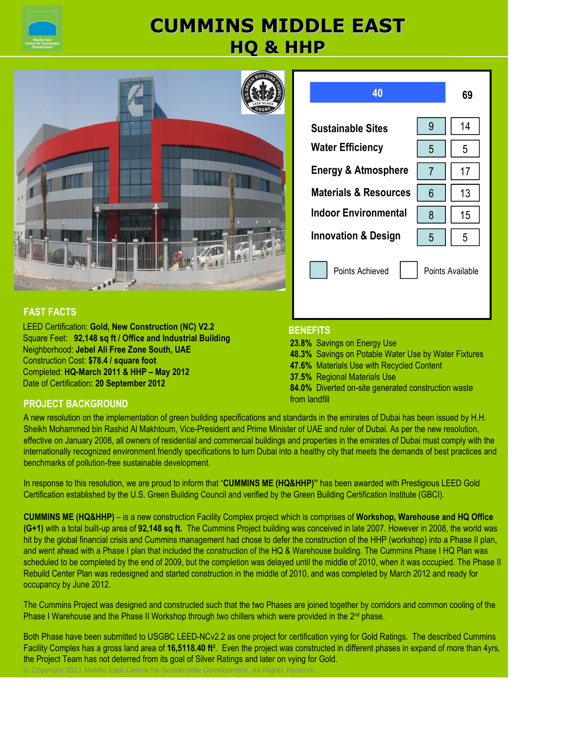# CUMMINS MIDDLE EAST
## HQ & HHP

| Category | Points Achieved | Points Available |
|---|---|---|
| Total | 40 | 69 |
| Sustainable Sites | 9 | 14 |
| Water Efficiency | 5 | 5 |
| Energy & Atmosphere | 7 | 17 |
| Materials & Resources | 6 | 13 |
| Indoor Environmental | 8 | 15 |
| Innovation & Design | 5 | 5 |

### FAST FACTS

LEED Certification: **Gold, New Construction (NC) V2.2**
Square Feet: **92,148 sq ft / Office and Industrial Building**
Neighborhood: **Jebel Ali Free Zone South, UAE**
Construction Cost: **$78.4 / square foot**
Completed: **HQ-March 2011 & HHP – May 2012**
Date of Certification**: 20 September 2012**

### BENEFITS

**23.8%** Savings on Energy Use
**48.3%** Savings on Potable Water Use by Water Fixtures
**47.6%** Materials Use with Recycled Content
**37.5%** Regional Materials Use
**84.0%** Diverted on-site generated construction waste from landfill

### PROJECT BACKGROUND

A new resolution on the implementation of green building specifications and standards in the emirates of Dubai has been issued by H.H. Sheikh Mohammed bin Rashid Al Makhtoum, Vice-President and Prime Minister of UAE and ruler of Dubai. As per the new resolution, effective on January 2008, all owners of residential and commercial buildings and properties in the emirates of Dubai must comply with the internationally recognized environment friendly specifications to turn Dubai into a healthy city that meets the demands of best practices and benchmarks of pollution-free sustainable development.

In response to this resolution, we are proud to inform that "**CUMMINS ME (HQ&HHP)"** has been awarded with Prestigious LEED Gold Certification established by the U.S. Green Building Council and verified by the Green Building Certification Institute (GBCI).

**CUMMINS ME (HQ&HHP)** – is a new construction Facility Complex project which is comprises of **Workshop, Warehouse and HQ Office (G+1)** with a total built-up area of **92,148 sq ft.** The Cummins Project building was conceived in late 2007. However in 2008, the world was hit by the global financial crisis and Cummins management had chose to defer the construction of the HHP (workshop) into a Phase II plan, and went ahead with a Phase I plan that included the construction of the HQ & Warehouse building. The Cummins Phase I HQ Plan was scheduled to be completed by the end of 2009, but the completion was delayed until the middle of 2010, when it was occupied. The Phase II Rebuild Center Plan was redesigned and started construction in the middle of 2010, and was completed by March 2012 and ready for occupancy by June 2012.

The Cummins Project was designed and constructed such that the two Phases are joined together by corridors and common cooling of the Phase I Warehouse and the Phase II Workshop through two chillers which were provided in the 2nd phase.

Both Phase have been submitted to USGBC LEED-NCv2.2 as one project for certification vying for Gold Ratings. The described Cummins Facility Complex has a gross land area of **16,5118.40 ft²**. Even the project was constructed in different phases in expand of more than 4yrs, the Project Team has not deterred from its goal of Silver Ratings and later on vying for Gold.

© Copyright 2011 Middle East Centre for Sustainable Development. All Rights Reserve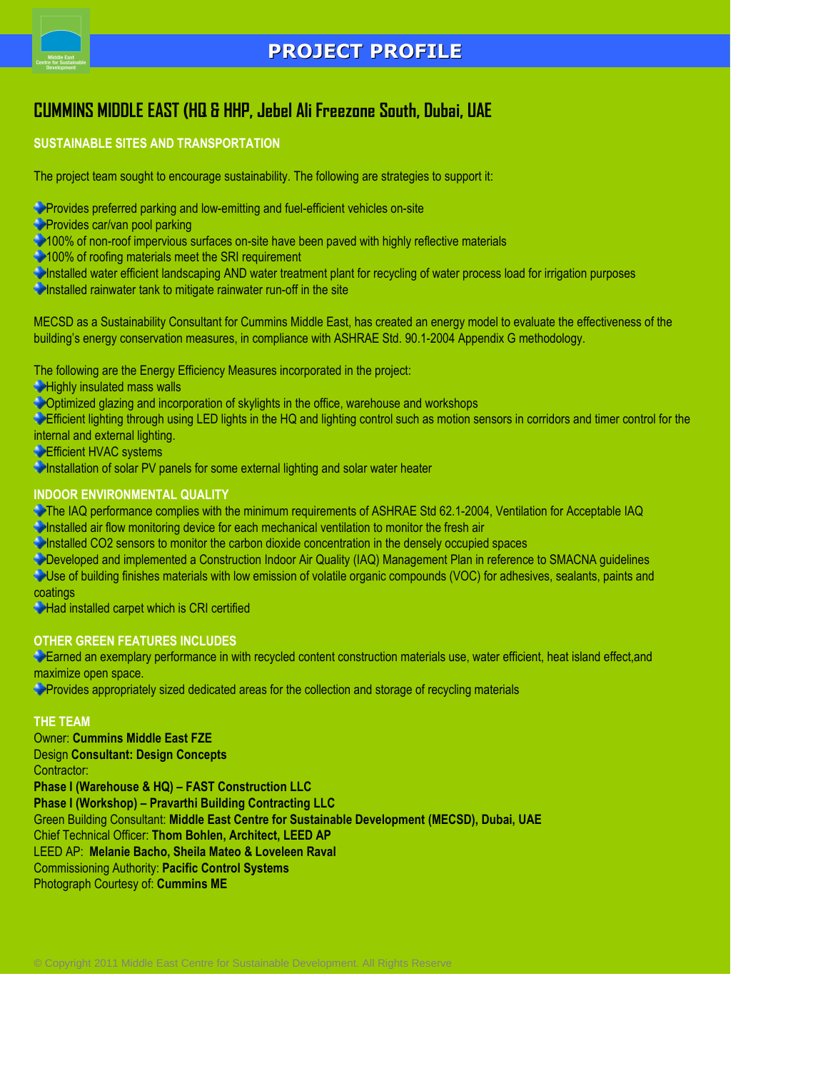# PROJECT PROFILE

## CUMMINS MIDDLE EAST (HQ & HHP, Jebel Ali Freezone South, Dubai, UAE

### SUSTAINABLE SITES AND TRANSPORTATION

The project team sought to encourage sustainability. The following are strategies to support it:

- Provides preferred parking and low-emitting and fuel-efficient vehicles on-site
- Provides car/van pool parking
- 100% of non-roof impervious surfaces on-site have been paved with highly reflective materials
- 100% of roofing materials meet the SRI requirement
- Installed water efficient landscaping AND water treatment plant for recycling of water process load for irrigation purposes
- Installed rainwater tank to mitigate rainwater run-off in the site

MECSD as a Sustainability Consultant for Cummins Middle East, has created an energy model to evaluate the effectiveness of the building's energy conservation measures, in compliance with ASHRAE Std. 90.1-2004 Appendix G methodology.

The following are the Energy Efficiency Measures incorporated in the project:

- Highly insulated mass walls
- Optimized glazing and incorporation of skylights in the office, warehouse and workshops
- Efficient lighting through using LED lights in the HQ and lighting control such as motion sensors in corridors and timer control for the internal and external lighting.
- Efficient HVAC systems
- Installation of solar PV panels for some external lighting and solar water heater

### INDOOR ENVIRONMENTAL QUALITY

- The IAQ performance complies with the minimum requirements of ASHRAE Std 62.1-2004, Ventilation for Acceptable IAQ
- Installed air flow monitoring device for each mechanical ventilation to monitor the fresh air
- Installed CO2 sensors to monitor the carbon dioxide concentration in the densely occupied spaces
- Developed and implemented a Construction Indoor Air Quality (IAQ) Management Plan in reference to SMACNA guidelines
- Use of building finishes materials with low emission of volatile organic compounds (VOC) for adhesives, sealants, paints and coatings
- Had installed carpet which is CRI certified

### OTHER GREEN FEATURES INCLUDES

- Earned an exemplary performance in with recycled content construction materials use, water efficient, heat island effect,and maximize open space.
- Provides appropriately sized dedicated areas for the collection and storage of recycling materials

### THE TEAM

Owner: **Cummins Middle East FZE**
Design **Consultant: Design Concepts**
Contractor:
**Phase I (Warehouse & HQ) – FAST Construction LLC**
**Phase I (Workshop) – Pravarthi Building Contracting LLC**
Green Building Consultant: **Middle East Centre for Sustainable Development (MECSD), Dubai, UAE**
Chief Technical Officer: **Thom Bohlen, Architect, LEED AP**
LEED AP: **Melanie Bacho, Sheila Mateo & Loveleen Raval**
Commissioning Authority: **Pacific Control Systems**
Photograph Courtesy of: **Cummins ME**

© Copyright 2011 Middle East Centre for Sustainable Development. All Rights Reserve